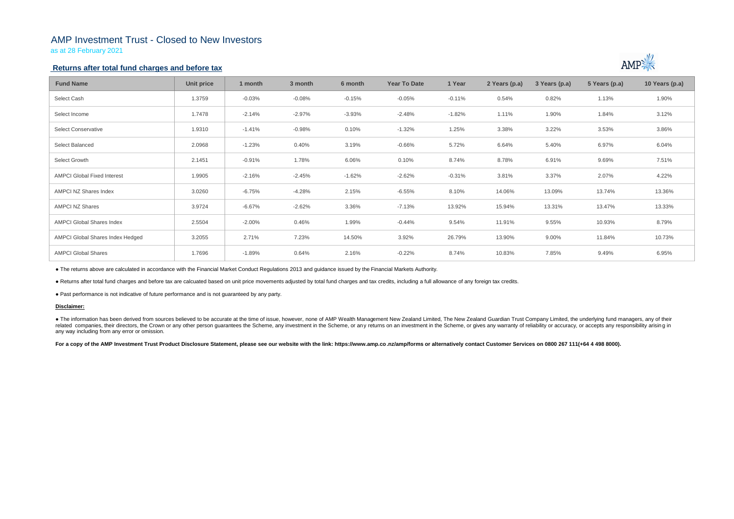# AMP Investment Trust - Closed to New Investors

as at 28 February 2021

## Returns after total fund charges and before tax

| Fund Name | Unit price | 1 month | 3 month | 6 month | Year To Date | 1 Year | 2 Years (p.a) | 3 Years (p.a) | 5 Years (p.a) | 10 Years (p.a) |
|---|---|---|---|---|---|---|---|---|---|---|
| Select Cash | 1.3759 | -0.03% | -0.08% | -0.15% | -0.05% | -0.11% | 0.54% | 0.82% | 1.13% | 1.90% |
| Select Income | 1.7478 | -2.14% | -2.97% | -3.93% | -2.48% | -1.82% | 1.11% | 1.90% | 1.84% | 3.12% |
| Select Conservative | 1.9310 | -1.41% | -0.98% | 0.10% | -1.32% | 1.25% | 3.38% | 3.22% | 3.53% | 3.86% |
| Select Balanced | 2.0968 | -1.23% | 0.40% | 3.19% | -0.66% | 5.72% | 6.64% | 5.40% | 6.97% | 6.04% |
| Select Growth | 2.1451 | -0.91% | 1.78% | 6.06% | 0.10% | 8.74% | 8.78% | 6.91% | 9.69% | 7.51% |
| AMPCI Global Fixed Interest | 1.9905 | -2.16% | -2.45% | -1.62% | -2.62% | -0.31% | 3.81% | 3.37% | 2.07% | 4.22% |
| AMPCI NZ Shares Index | 3.0260 | -6.75% | -4.28% | 2.15% | -6.55% | 8.10% | 14.06% | 13.09% | 13.74% | 13.36% |
| AMPCI NZ Shares | 3.9724 | -6.67% | -2.62% | 3.36% | -7.13% | 13.92% | 15.94% | 13.31% | 13.47% | 13.33% |
| AMPCI Global Shares Index | 2.5504 | -2.00% | 0.46% | 1.99% | -0.44% | 9.54% | 11.91% | 9.55% | 10.93% | 8.79% |
| AMPCI Global Shares Index Hedged | 3.2055 | 2.71% | 7.23% | 14.50% | 3.92% | 26.79% | 13.90% | 9.00% | 11.84% | 10.73% |
| AMPCI Global Shares | 1.7696 | -1.89% | 0.64% | 2.16% | -0.22% | 8.74% | 10.83% | 7.85% | 9.49% | 6.95% |

- The returns above are calculated in accordance with the Financial Market Conduct Regulations 2013 and guidance issued by the Financial Markets Authority.
- Returns after total fund charges and before tax are calcuated based on unit price movements adjusted by total fund charges and tax credits, including a full allowance of any foreign tax credits.
- Past performance is not indicative of future performance and is not guaranteed by any party.

**Disclaimer:**

- The information has been derived from sources believed to be accurate at the time of issue, however, none of AMP Wealth Management New Zealand Limited, The New Zealand Guardian Trust Company Limited, the underlying fund managers, any of their related companies, their directors, the Crown or any other person guarantees the Scheme, any investment in the Scheme, or any returns on an investment in the Scheme, or gives any warranty of reliability or accuracy, or accepts any responsibility arising in any way including from any error or omission.

**For a copy of the AMP Investment Trust Product Disclosure Statement, please see our website with the link: https://www.amp.co.nz/amp/forms or alternatively contact Customer Services on 0800 267 111(+64 4 498 8000).**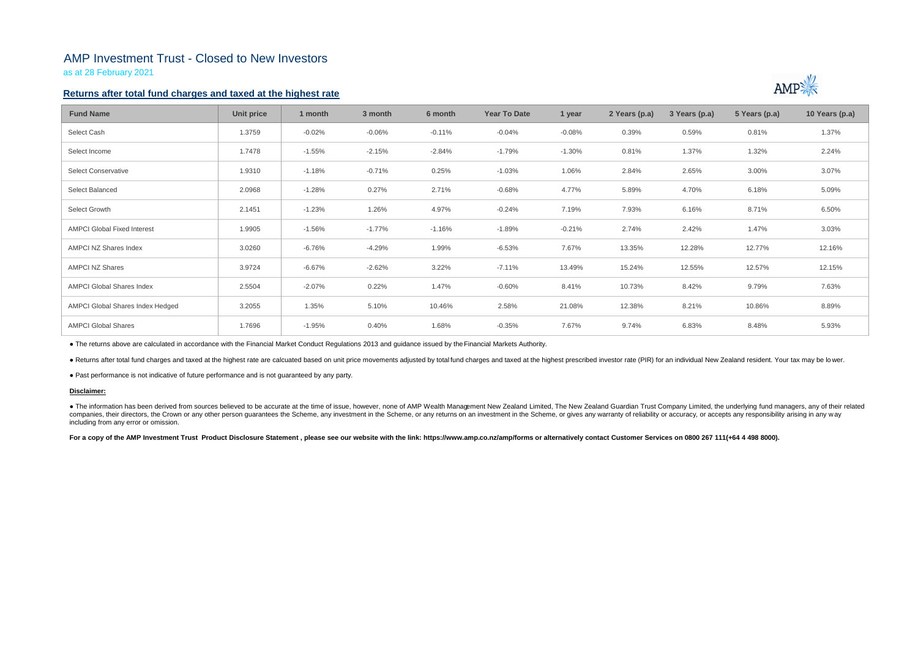# AMP Investment Trust - Closed to New Investors

as at 28 February 2021

## Returns after total fund charges and taxed at the highest rate

| Fund Name | Unit price | 1 month | 3 month | 6 month | Year To Date | 1 year | 2 Years (p.a) | 3 Years (p.a) | 5 Years (p.a) | 10 Years (p.a) |
|---|---|---|---|---|---|---|---|---|---|---|
| Select Cash | 1.3759 | -0.02% | -0.06% | -0.11% | -0.04% | -0.08% | 0.39% | 0.59% | 0.81% | 1.37% |
| Select Income | 1.7478 | -1.55% | -2.15% | -2.84% | -1.79% | -1.30% | 0.81% | 1.37% | 1.32% | 2.24% |
| Select Conservative | 1.9310 | -1.18% | -0.71% | 0.25% | -1.03% | 1.06% | 2.84% | 2.65% | 3.00% | 3.07% |
| Select Balanced | 2.0968 | -1.28% | 0.27% | 2.71% | -0.68% | 4.77% | 5.89% | 4.70% | 6.18% | 5.09% |
| Select Growth | 2.1451 | -1.23% | 1.26% | 4.97% | -0.24% | 7.19% | 7.93% | 6.16% | 8.71% | 6.50% |
| AMPCI Global Fixed Interest | 1.9905 | -1.56% | -1.77% | -1.16% | -1.89% | -0.21% | 2.74% | 2.42% | 1.47% | 3.03% |
| AMPCI NZ Shares Index | 3.0260 | -6.76% | -4.29% | 1.99% | -6.53% | 7.67% | 13.35% | 12.28% | 12.77% | 12.16% |
| AMPCI NZ Shares | 3.9724 | -6.67% | -2.62% | 3.22% | -7.11% | 13.49% | 15.24% | 12.55% | 12.57% | 12.15% |
| AMPCI Global Shares Index | 2.5504 | -2.07% | 0.22% | 1.47% | -0.60% | 8.41% | 10.73% | 8.42% | 9.79% | 7.63% |
| AMPCI Global Shares Index Hedged | 3.2055 | 1.35% | 5.10% | 10.46% | 2.58% | 21.08% | 12.38% | 8.21% | 10.86% | 8.89% |
| AMPCI Global Shares | 1.7696 | -1.95% | 0.40% | 1.68% | -0.35% | 7.67% | 9.74% | 6.83% | 8.48% | 5.93% |

● The returns above are calculated in accordance with the Financial Market Conduct Regulations 2013 and guidance issued by the Financial Markets Authority.

● Returns after total fund charges and taxed at the highest rate are calcuated based on unit price movements adjusted by total fund charges and taxed at the highest prescribed investor rate (PIR) for an individual New Zealand resident. Your tax may be lower.

● Past performance is not indicative of future performance and is not guaranteed by any party.

**Disclaimer:**

● The information has been derived from sources believed to be accurate at the time of issue, however, none of AMP Wealth Management New Zealand Limited, The New Zealand Guardian Trust Company Limited, the underlying fund managers, any of their related companies, their directors, the Crown or any other person guarantees the Scheme, any investment in the Scheme, or any returns on an investment in the Scheme, or gives any warranty of reliability or accuracy, or accepts any responsibility arising in any way including from any error or omission.

**For a copy of the AMP Investment Trust Product Disclosure Statement , please see our website with the link: https://www.amp.co.nz/amp/forms or alternatively contact Customer Services on 0800 267 111(+64 4 498 8000).**